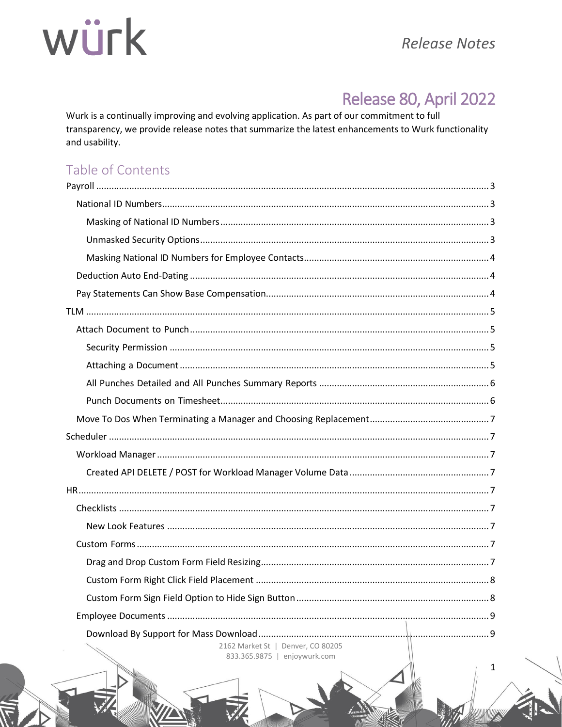würk

*Release Notes*

# Release 80, April 2022

Wurk is a continually improving and evolving application. As part of our commitment to full transparency, we provide release notes that summarize the latest enhancements to Wurk functionality and usability.

## Table of Contents

- Payroll ..... 3
  - National ID Numbers ..... 3
    - Masking of National ID Numbers ..... 3
    - Unmasked Security Options ..... 3
    - Masking National ID Numbers for Employee Contacts ..... 4
  - Deduction Auto End-Dating ..... 4
  - Pay Statements Can Show Base Compensation ..... 4
- TLM ..... 5
  - Attach Document to Punch ..... 5
    - Security Permission ..... 5
    - Attaching a Document ..... 5
    - All Punches Detailed and All Punches Summary Reports ..... 6
    - Punch Documents on Timesheet ..... 6
  - Move To Dos When Terminating a Manager and Choosing Replacement ..... 7
- Scheduler ..... 7
  - Workload Manager ..... 7
    - Created API DELETE / POST for Workload Manager Volume Data ..... 7
- HR ..... 7
  - Checklists ..... 7
    - New Look Features ..... 7
  - Custom Forms ..... 7
    - Drag and Drop Custom Form Field Resizing ..... 7
    - Custom Form Right Click Field Placement ..... 8
    - Custom Form Sign Field Option to Hide Sign Button ..... 8
  - Employee Documents ..... 9
    - Download By Support for Mass Download ..... 9

2162 Market St | Denver, CO 80205
833.365.9875 | enjoywurk.com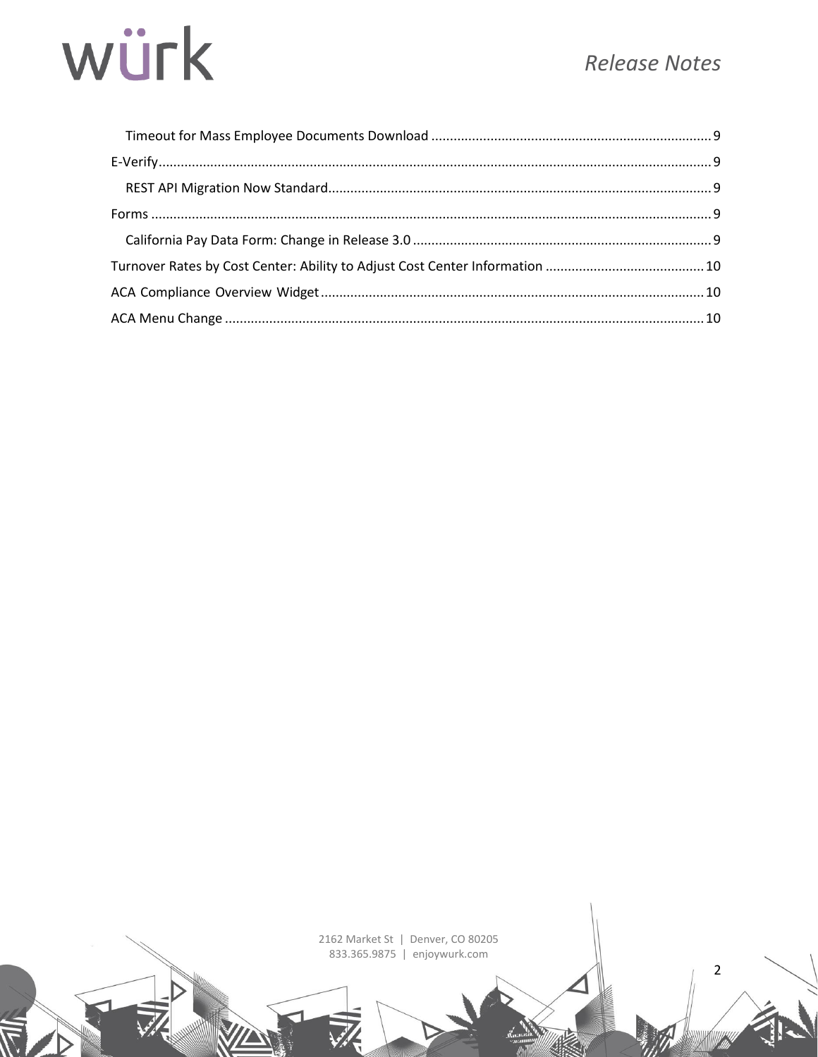- Timeout for Mass Employee Documents Download ........ 9
- E-Verify ........ 9
  - REST API Migration Now Standard ........ 9
- Forms ........ 9
  - California Pay Data Form: Change in Release 3.0 ........ 9
- Turnover Rates by Cost Center: Ability to Adjust Cost Center Information ........ 10
- ACA Compliance Overview Widget ........ 10
- ACA Menu Change ........ 10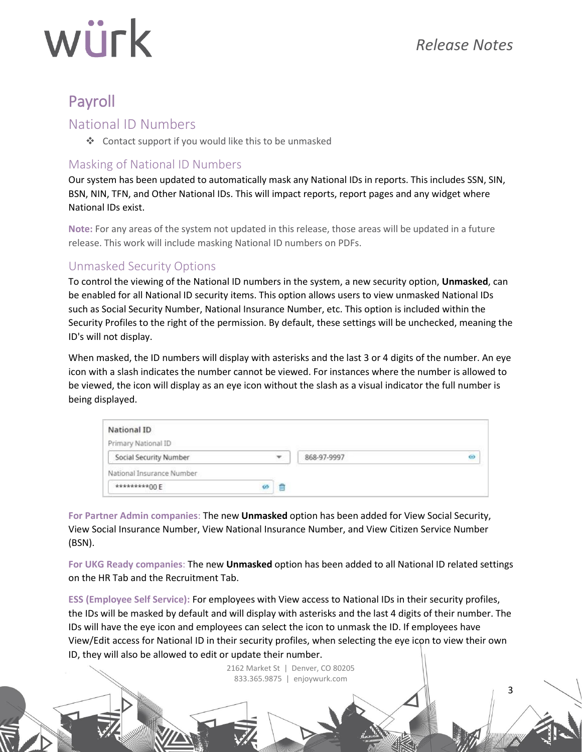# Payroll

## National ID Numbers

- Contact support if you would like this to be unmasked

### Masking of National ID Numbers

Our system has been updated to automatically mask any National IDs in reports. This includes SSN, SIN, BSN, NIN, TFN, and Other National IDs. This will impact reports, report pages and any widget where National IDs exist.

**Note:** For any areas of the system not updated in this release, those areas will be updated in a future release. This work will include masking National ID numbers on PDFs.

### Unmasked Security Options

To control the viewing of the National ID numbers in the system, a new security option, **Unmasked**, can be enabled for all National ID security items. This option allows users to view unmasked National IDs such as Social Security Number, National Insurance Number, etc. This option is included within the Security Profiles to the right of the permission. By default, these settings will be unchecked, meaning the ID's will not display.

When masked, the ID numbers will display with asterisks and the last 3 or 4 digits of the number. An eye icon with a slash indicates the number cannot be viewed. For instances where the number is allowed to be viewed, the icon will display as an eye icon without the slash as a visual indicator the full number is being displayed.

**For Partner Admin companies**: The new **Unmasked** option has been added for View Social Security, View Social Insurance Number, View National Insurance Number, and View Citizen Service Number (BSN).

**For UKG Ready companies**: The new **Unmasked** option has been added to all National ID related settings on the HR Tab and the Recruitment Tab.

**ESS (Employee Self Service):** For employees with View access to National IDs in their security profiles, the IDs will be masked by default and will display with asterisks and the last 4 digits of their number. The IDs will have the eye icon and employees can select the icon to unmask the ID. If employees have View/Edit access for National ID in their security profiles, when selecting the eye icon to view their own ID, they will also be allowed to edit or update their number.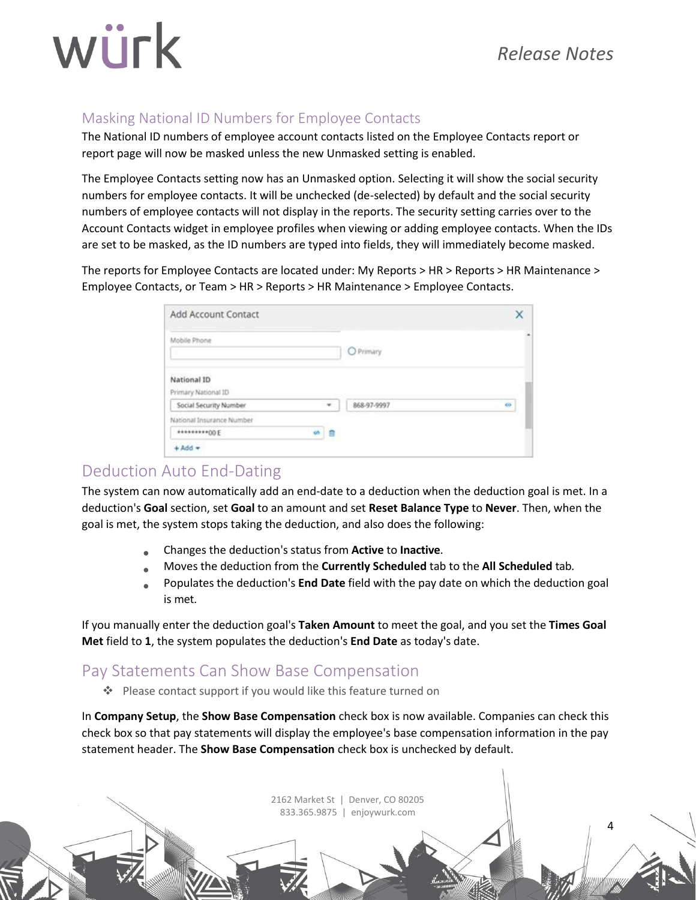## Masking National ID Numbers for Employee Contacts

The National ID numbers of employee account contacts listed on the Employee Contacts report or report page will now be masked unless the new Unmasked setting is enabled.

The Employee Contacts setting now has an Unmasked option. Selecting it will show the social security numbers for employee contacts. It will be unchecked (de-selected) by default and the social security numbers of employee contacts will not display in the reports. The security setting carries over to the Account Contacts widget in employee profiles when viewing or adding employee contacts. When the IDs are set to be masked, as the ID numbers are typed into fields, they will immediately become masked.

The reports for Employee Contacts are located under: My Reports > HR > Reports > HR Maintenance > Employee Contacts, or Team > HR > Reports > HR Maintenance > Employee Contacts.

## Deduction Auto End-Dating

The system can now automatically add an end-date to a deduction when the deduction goal is met. In a deduction's **Goal** section, set **Goal** to an amount and set **Reset Balance Type** to **Never**. Then, when the goal is met, the system stops taking the deduction, and also does the following:

- Changes the deduction's status from **Active** to **Inactive**.
- Moves the deduction from the **Currently Scheduled** tab to the **All Scheduled** tab.
- Populates the deduction's **End Date** field with the pay date on which the deduction goal is met.

If you manually enter the deduction goal's **Taken Amount** to meet the goal, and you set the **Times Goal Met** field to **1**, the system populates the deduction's **End Date** as today's date.

## Pay Statements Can Show Base Compensation

- Please contact support if you would like this feature turned on

In **Company Setup**, the **Show Base Compensation** check box is now available. Companies can check this check box so that pay statements will display the employee's base compensation information in the pay statement header. The **Show Base Compensation** check box is unchecked by default.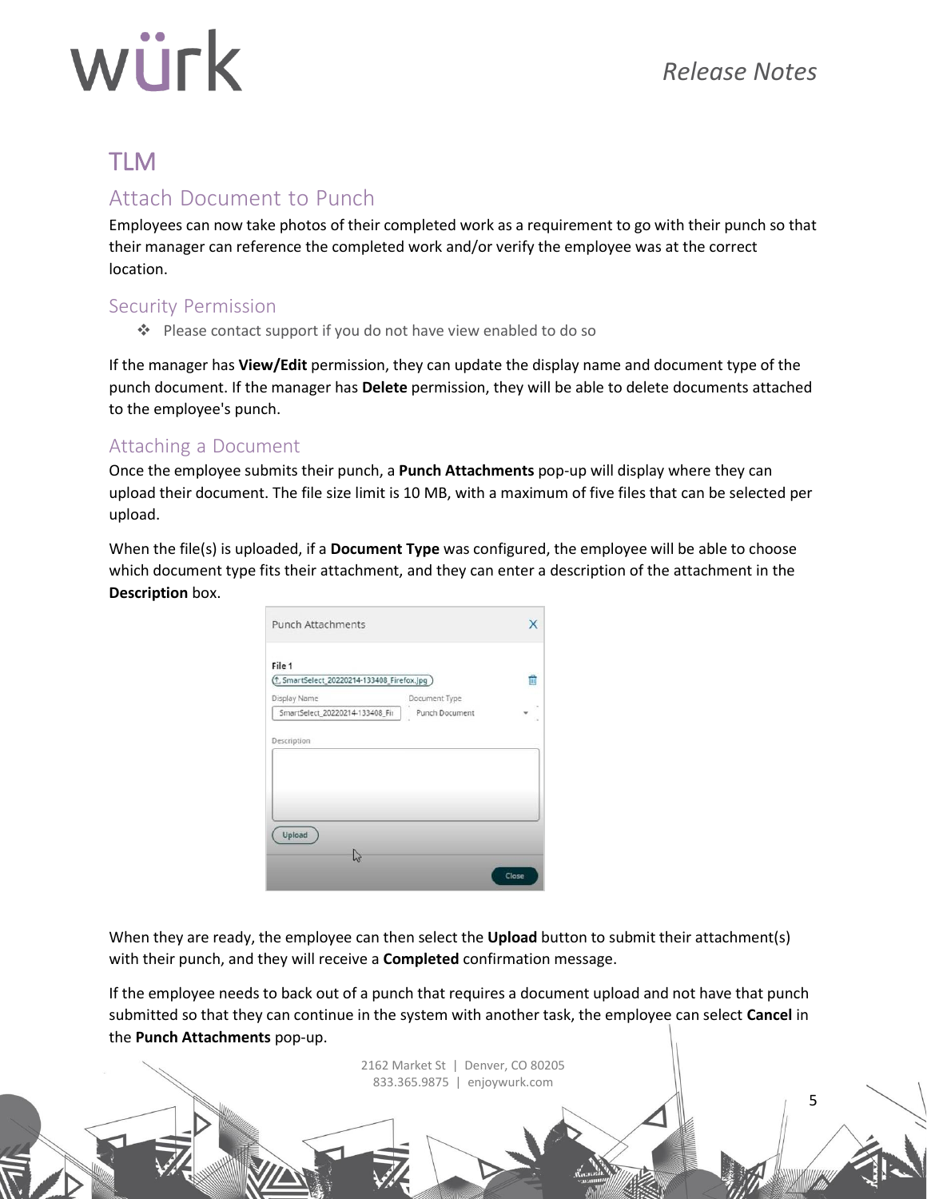# TLM

## Attach Document to Punch

Employees can now take photos of their completed work as a requirement to go with their punch so that their manager can reference the completed work and/or verify the employee was at the correct location.

### Security Permission

- Please contact support if you do not have view enabled to do so

If the manager has **View/Edit** permission, they can update the display name and document type of the punch document. If the manager has **Delete** permission, they will be able to delete documents attached to the employee's punch.

### Attaching a Document

Once the employee submits their punch, a **Punch Attachments** pop-up will display where they can upload their document. The file size limit is 10 MB, with a maximum of five files that can be selected per upload.

When the file(s) is uploaded, if a **Document Type** was configured, the employee will be able to choose which document type fits their attachment, and they can enter a description of the attachment in the **Description** box.

When they are ready, the employee can then select the **Upload** button to submit their attachment(s) with their punch, and they will receive a **Completed** confirmation message.

If the employee needs to back out of a punch that requires a document upload and not have that punch submitted so that they can continue in the system with another task, the employee can select **Cancel** in the **Punch Attachments** pop-up.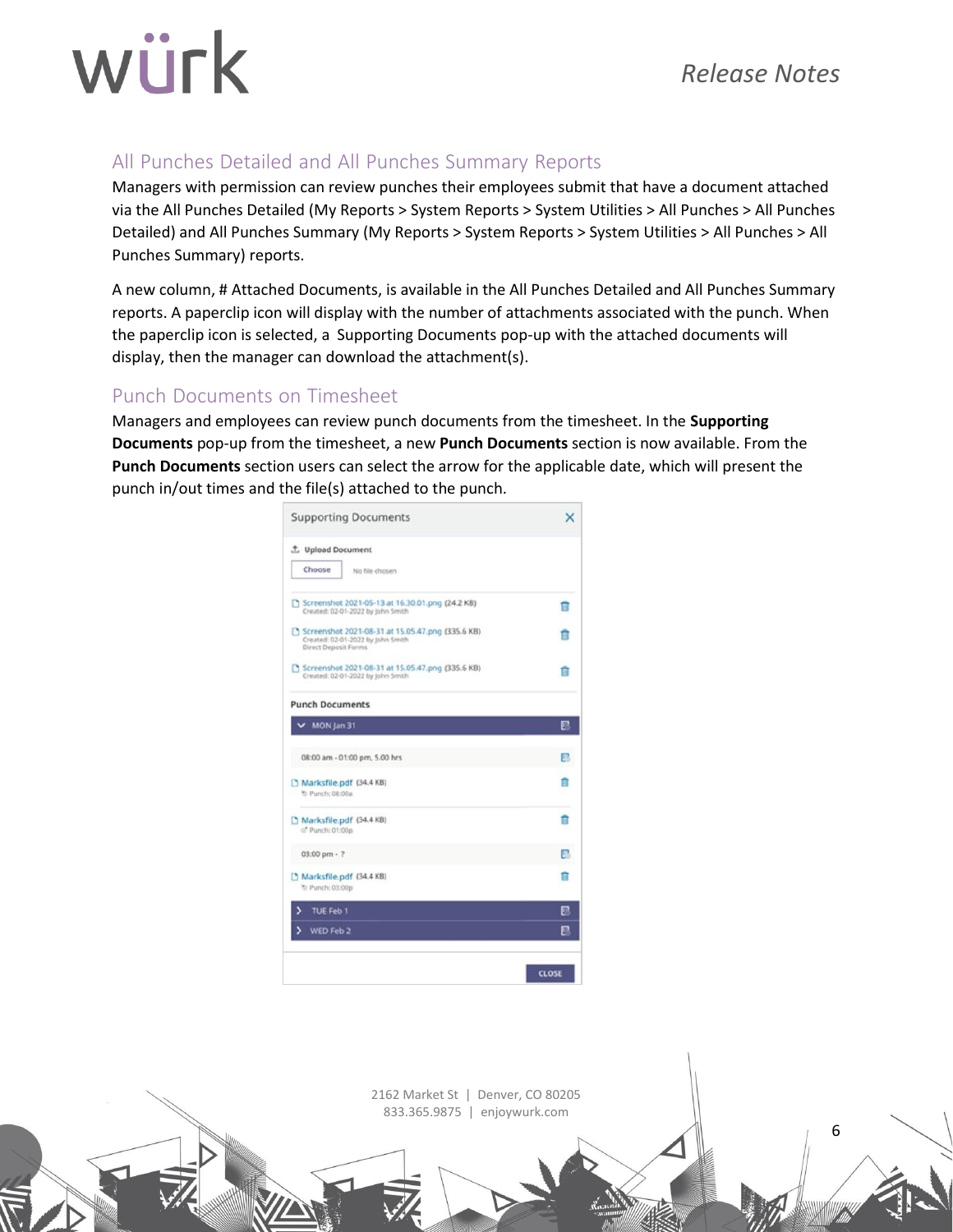## All Punches Detailed and All Punches Summary Reports

Managers with permission can review punches their employees submit that have a document attached via the All Punches Detailed (My Reports > System Reports > System Utilities > All Punches > All Punches Detailed) and All Punches Summary (My Reports > System Reports > System Utilities > All Punches > All Punches Summary) reports.

A new column, # Attached Documents, is available in the All Punches Detailed and All Punches Summary reports. A paperclip icon will display with the number of attachments associated with the punch. When the paperclip icon is selected, a Supporting Documents pop-up with the attached documents will display, then the manager can download the attachment(s).

## Punch Documents on Timesheet

Managers and employees can review punch documents from the timesheet. In the **Supporting Documents** pop-up from the timesheet, a new **Punch Documents** section is now available. From the **Punch Documents** section users can select the arrow for the applicable date, which will present the punch in/out times and the file(s) attached to the punch.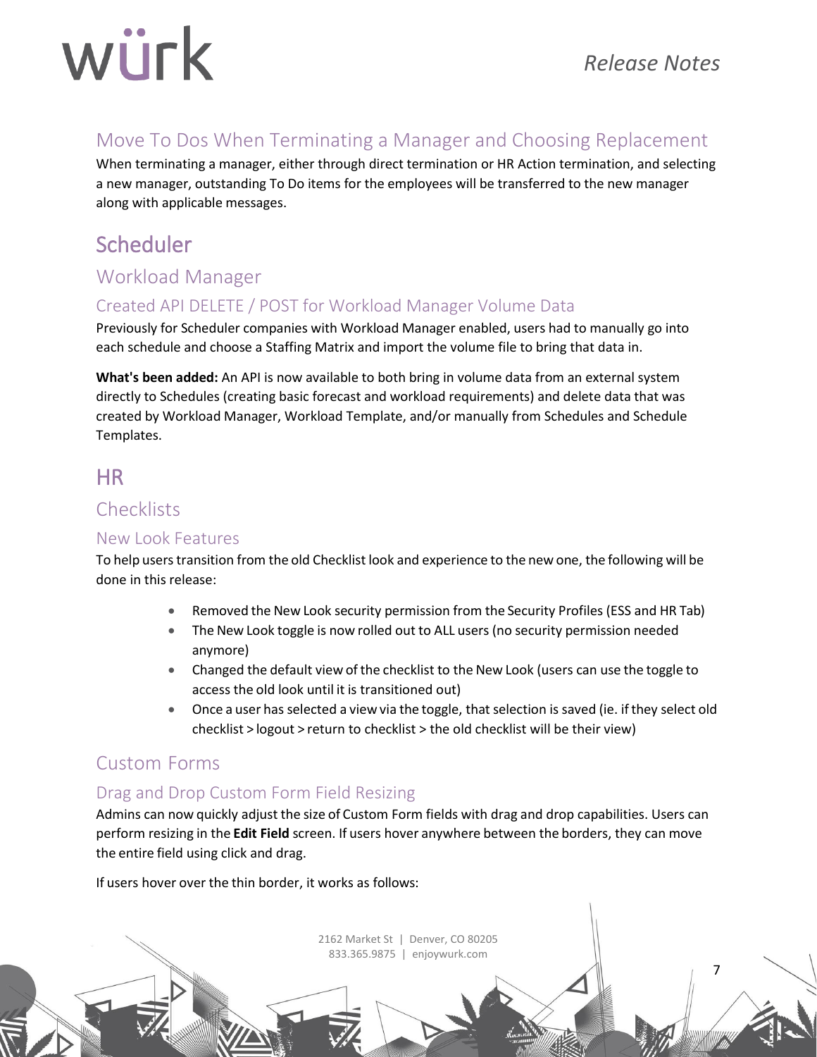### Move To Dos When Terminating a Manager and Choosing Replacement

When terminating a manager, either through direct termination or HR Action termination, and selecting a new manager, outstanding To Do items for the employees will be transferred to the new manager along with applicable messages.

# Scheduler

## Workload Manager

### Created API DELETE / POST for Workload Manager Volume Data

Previously for Scheduler companies with Workload Manager enabled, users had to manually go into each schedule and choose a Staffing Matrix and import the volume file to bring that data in.

**What's been added:** An API is now available to both bring in volume data from an external system directly to Schedules (creating basic forecast and workload requirements) and delete data that was created by Workload Manager, Workload Template, and/or manually from Schedules and Schedule Templates.

# HR

## Checklists

### New Look Features

To help users transition from the old Checklist look and experience to the new one, the following will be done in this release:

- Removed the New Look security permission from the Security Profiles (ESS and HR Tab)
- The New Look toggle is now rolled out to ALL users (no security permission needed anymore)
- Changed the default view of the checklist to the New Look (users can use the toggle to access the old look until it is transitioned out)
- Once a user has selected a view via the toggle, that selection is saved (ie. if they select old checklist > logout > return to checklist > the old checklist will be their view)

## Custom Forms

### Drag and Drop Custom Form Field Resizing

Admins can now quickly adjust the size of Custom Form fields with drag and drop capabilities. Users can perform resizing in the **Edit Field** screen. If users hover anywhere between the borders, they can move the entire field using click and drag.

If users hover over the thin border, it works as follows: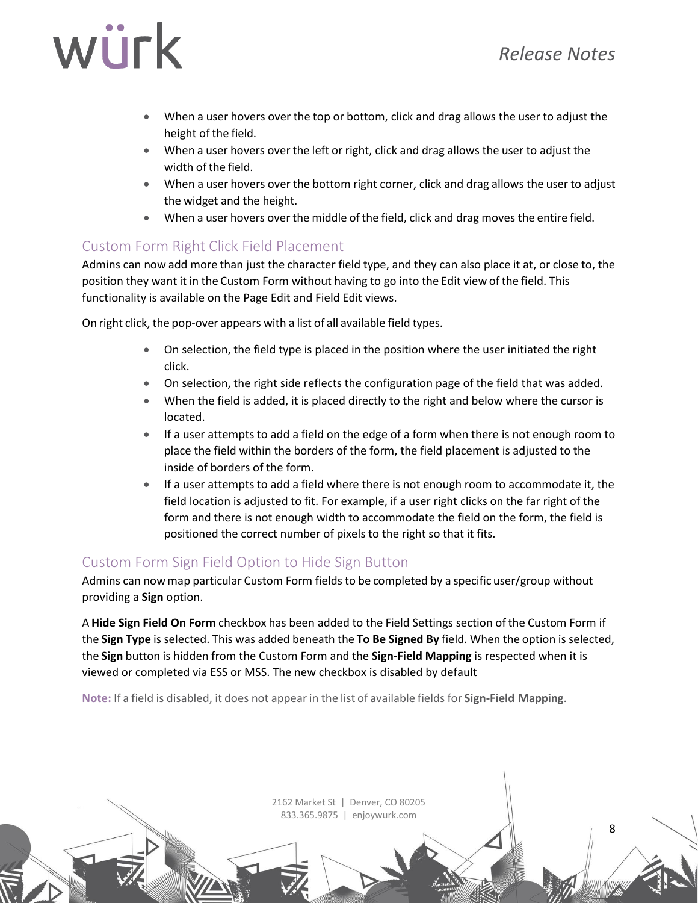- When a user hovers over the top or bottom, click and drag allows the user to adjust the height of the field.
- When a user hovers over the left or right, click and drag allows the user to adjust the width of the field.
- When a user hovers over the bottom right corner, click and drag allows the user to adjust the widget and the height.
- When a user hovers over the middle of the field, click and drag moves the entire field.

## Custom Form Right Click Field Placement

Admins can now add more than just the character field type, and they can also place it at, or close to, the position they want it in the Custom Form without having to go into the Edit view of the field. This functionality is available on the Page Edit and Field Edit views.

On right click, the pop-over appears with a list of all available field types.

- On selection, the field type is placed in the position where the user initiated the right click.
- On selection, the right side reflects the configuration page of the field that was added.
- When the field is added, it is placed directly to the right and below where the cursor is located.
- If a user attempts to add a field on the edge of a form when there is not enough room to place the field within the borders of the form, the field placement is adjusted to the inside of borders of the form.
- If a user attempts to add a field where there is not enough room to accommodate it, the field location is adjusted to fit. For example, if a user right clicks on the far right of the form and there is not enough width to accommodate the field on the form, the field is positioned the correct number of pixels to the right so that it fits.

## Custom Form Sign Field Option to Hide Sign Button

Admins can now map particular Custom Form fields to be completed by a specific user/group without providing a **Sign** option.

A **Hide Sign Field On Form** checkbox has been added to the Field Settings section of the Custom Form if the **Sign Type** is selected. This was added beneath the **To Be Signed By** field. When the option is selected, the **Sign** button is hidden from the Custom Form and the **Sign-Field Mapping** is respected when it is viewed or completed via ESS or MSS. The new checkbox is disabled by default

**Note:** If a field is disabled, it does not appear in the list of available fields for **Sign-Field Mapping**.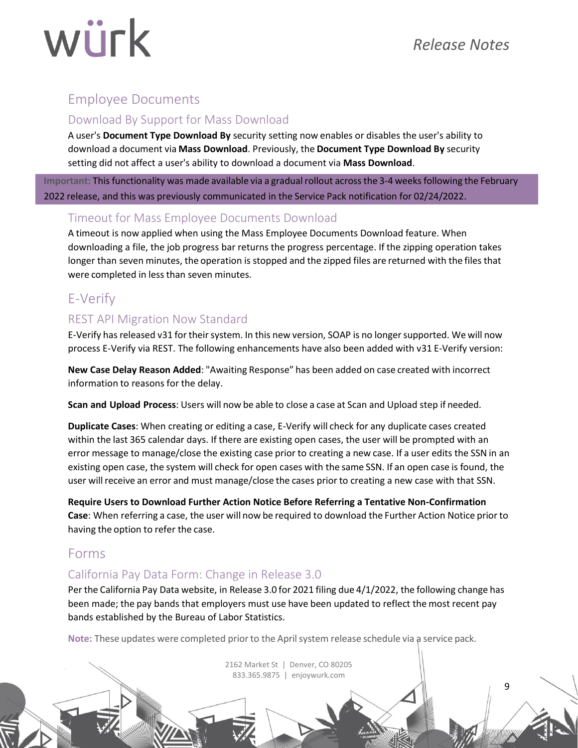# Employee Documents

## Download By Support for Mass Download

A user's **Document Type Download By** security setting now enables or disables the user's ability to download a document via **Mass Download**. Previously, the **Document Type Download By** security setting did not affect a user's ability to download a document via **Mass Download**.

**Important:** This functionality was made available via a gradual rollout across the 3-4 weeks following the February 2022 release, and this was previously communicated in the Service Pack notification for 02/24/2022.

## Timeout for Mass Employee Documents Download

A timeout is now applied when using the Mass Employee Documents Download feature. When downloading a file, the job progress bar returns the progress percentage. If the zipping operation takes longer than seven minutes, the operation is stopped and the zipped files are returned with the files that were completed in less than seven minutes.

# E-Verify

## REST API Migration Now Standard

E-Verify has released v31 for their system. In this new version, SOAP is no longer supported. We will now process E-Verify via REST. The following enhancements have also been added with v31 E-Verify version:

**New Case Delay Reason Added**: "Awaiting Response" has been added on case created with incorrect information to reasons for the delay.

**Scan and Upload Process**: Users will now be able to close a case at Scan and Upload step if needed.

**Duplicate Cases**: When creating or editing a case, E-Verify will check for any duplicate cases created within the last 365 calendar days. If there are existing open cases, the user will be prompted with an error message to manage/close the existing case prior to creating a new case. If a user edits the SSN in an existing open case, the system will check for open cases with the same SSN. If an open case is found, the user will receive an error and must manage/close the cases prior to creating a new case with that SSN.

**Require Users to Download Further Action Notice Before Referring a Tentative Non-Confirmation Case**: When referring a case, the user will now be required to download the Further Action Notice prior to having the option to refer the case.

# Forms

## California Pay Data Form: Change in Release 3.0

Per the California Pay Data website, in Release 3.0 for 2021 filing due 4/1/2022, the following change has been made; the pay bands that employers must use have been updated to reflect the most recent pay bands established by the Bureau of Labor Statistics.

**Note:** These updates were completed prior to the April system release schedule via a service pack.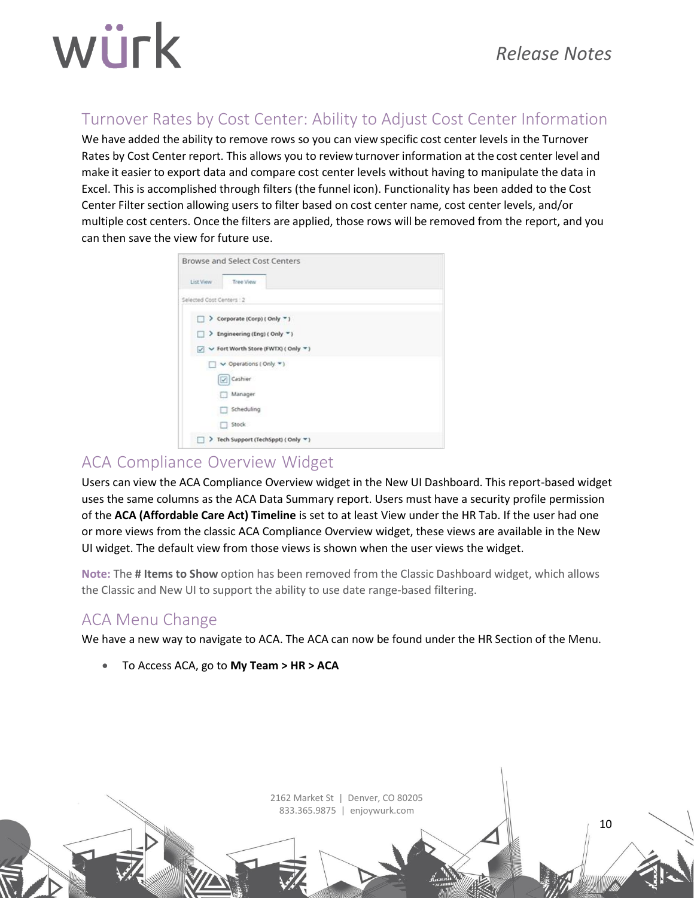## Turnover Rates by Cost Center: Ability to Adjust Cost Center Information

We have added the ability to remove rows so you can view specific cost center levels in the Turnover Rates by Cost Center report. This allows you to review turnover information at the cost center level and make it easier to export data and compare cost center levels without having to manipulate the data in Excel. This is accomplished through filters (the funnel icon). Functionality has been added to the Cost Center Filter section allowing users to filter based on cost center name, cost center levels, and/or multiple cost centers. Once the filters are applied, those rows will be removed from the report, and you can then save the view for future use.

## ACA Compliance Overview Widget

Users can view the ACA Compliance Overview widget in the New UI Dashboard. This report-based widget uses the same columns as the ACA Data Summary report. Users must have a security profile permission of the **ACA (Affordable Care Act) Timeline** is set to at least View under the HR Tab. If the user had one or more views from the classic ACA Compliance Overview widget, these views are available in the New UI widget. The default view from those views is shown when the user views the widget.

**Note:** The **# Items to Show** option has been removed from the Classic Dashboard widget, which allows the Classic and New UI to support the ability to use date range-based filtering.

## ACA Menu Change

We have a new way to navigate to ACA. The ACA can now be found under the HR Section of the Menu.

- To Access ACA, go to **My Team > HR > ACA**